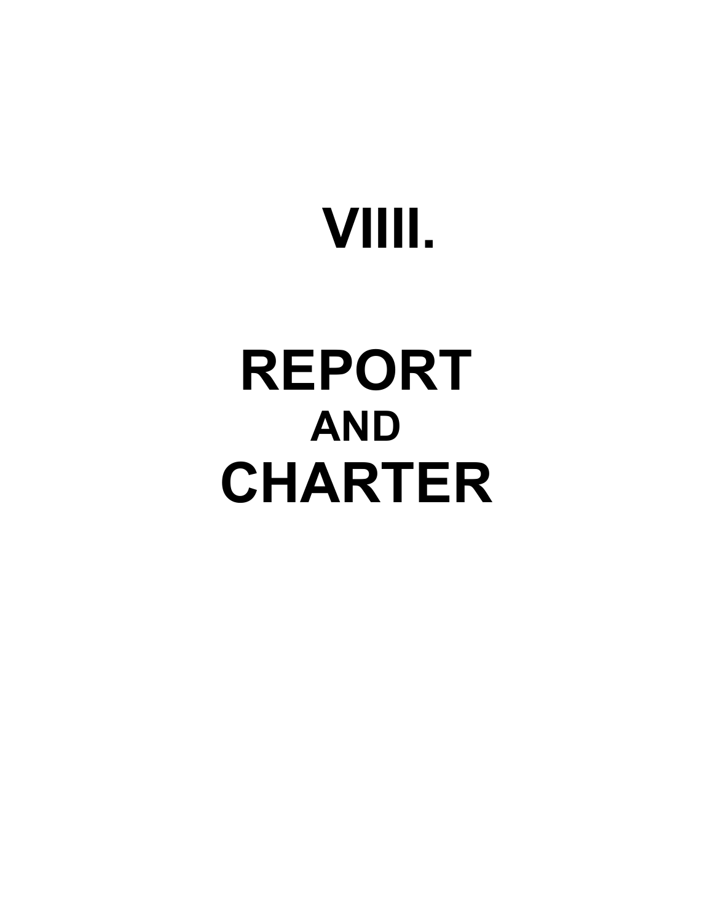# VIIII.

# REPORT
## AND
# CHARTER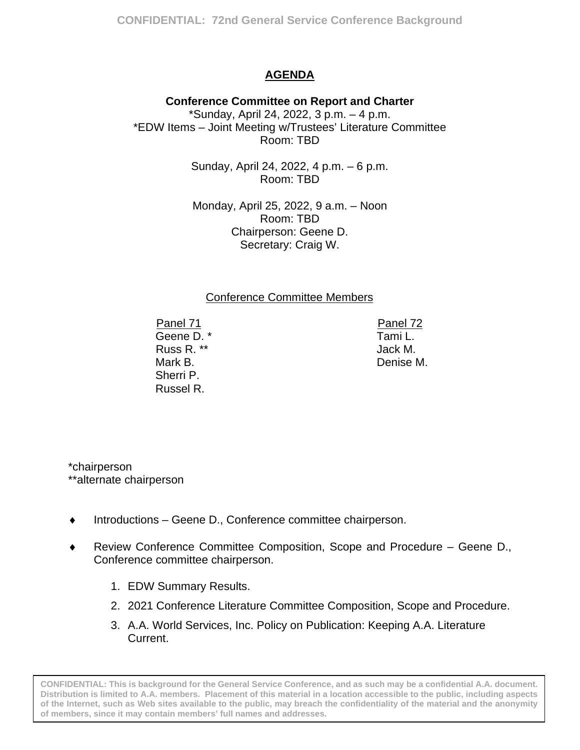## AGENDA

**Conference Committee on Report and Charter**
*Sunday, April 24, 2022, 3 p.m. – 4 p.m.
*EDW Items – Joint Meeting w/Trustees' Literature Committee
Room: TBD

Sunday, April 24, 2022, 4 p.m. – 6 p.m.
Room: TBD

Monday, April 25, 2022, 9 a.m. – Noon
Room: TBD
Chairperson: Geene D.
Secretary: Craig W.

Conference Committee Members

| Panel 71 | Panel 72 |
|---|---|
| Geene D. * | Tami L. |
| Russ R. ** | Jack M. |
| Mark B. | Denise M. |
| Sherri P. | |
| Russel R. | |

*chairperson
**alternate chairperson

- Introductions – Geene D., Conference committee chairperson.
- Review Conference Committee Composition, Scope and Procedure – Geene D., Conference committee chairperson.
  1. EDW Summary Results.
  2. 2021 Conference Literature Committee Composition, Scope and Procedure.
  3. A.A. World Services, Inc. Policy on Publication: Keeping A.A. Literature Current.

CONFIDENTIAL: This is background for the General Service Conference, and as such may be a confidential A.A. document. Distribution is limited to A.A. members. Placement of this material in a location accessible to the public, including aspects of the Internet, such as Web sites available to the public, may breach the confidentiality of the material and the anonymity of members, since it may contain members' full names and addresses.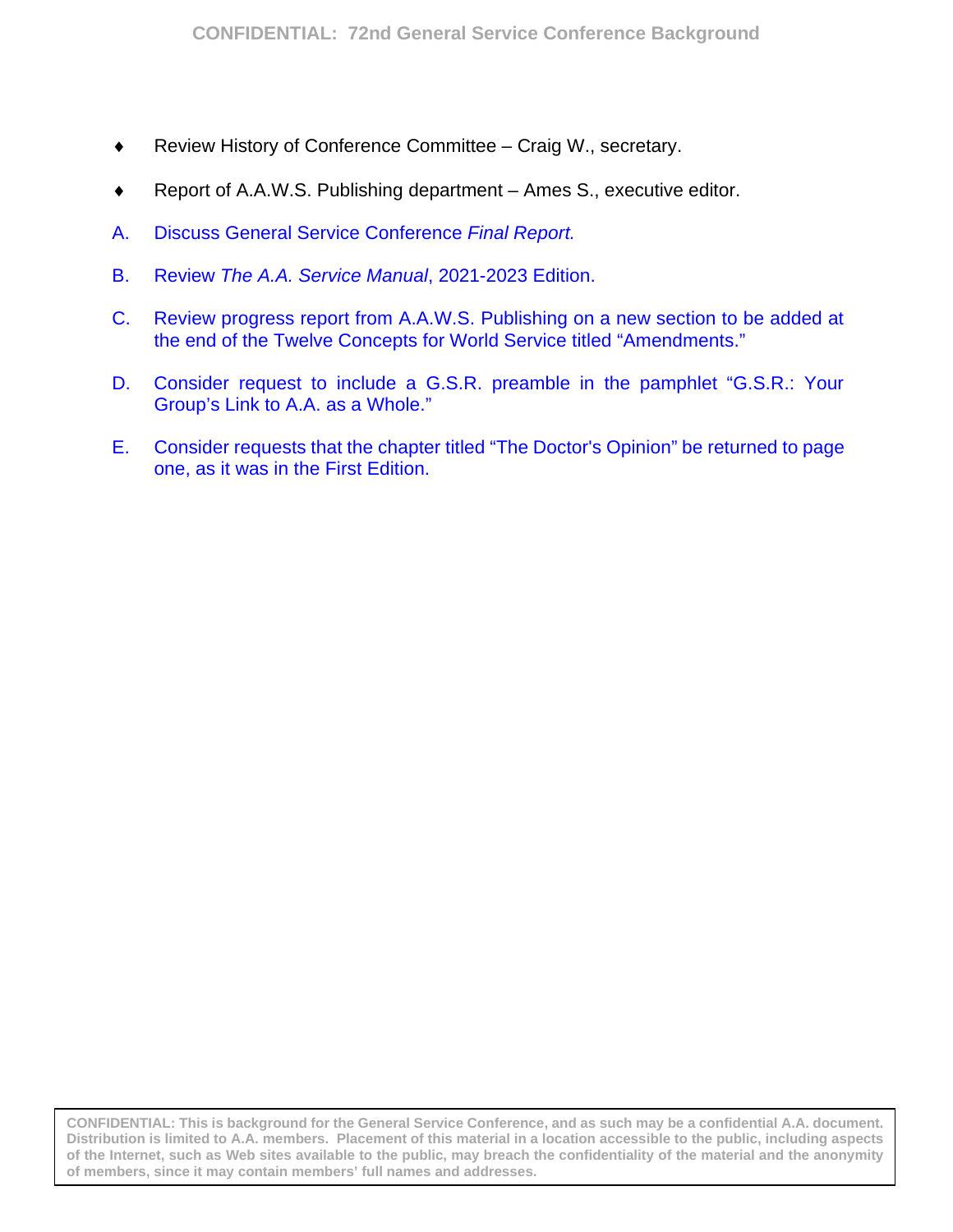- Review History of Conference Committee – Craig W., secretary.

- Report of A.A.W.S. Publishing department – Ames S., executive editor.

A. Discuss General Service Conference *Final Report.*

B. Review *The A.A. Service Manual*, 2021-2023 Edition.

C. Review progress report from A.A.W.S. Publishing on a new section to be added at the end of the Twelve Concepts for World Service titled “Amendments.”

D. Consider request to include a G.S.R. preamble in the pamphlet “G.S.R.: Your Group’s Link to A.A. as a Whole.”

E. Consider requests that the chapter titled “The Doctor's Opinion” be returned to page one, as it was in the First Edition.

CONFIDENTIAL: This is background for the General Service Conference, and as such may be a confidential A.A. document. Distribution is limited to A.A. members. Placement of this material in a location accessible to the public, including aspects of the Internet, such as Web sites available to the public, may breach the confidentiality of the material and the anonymity of members, since it may contain members’ full names and addresses.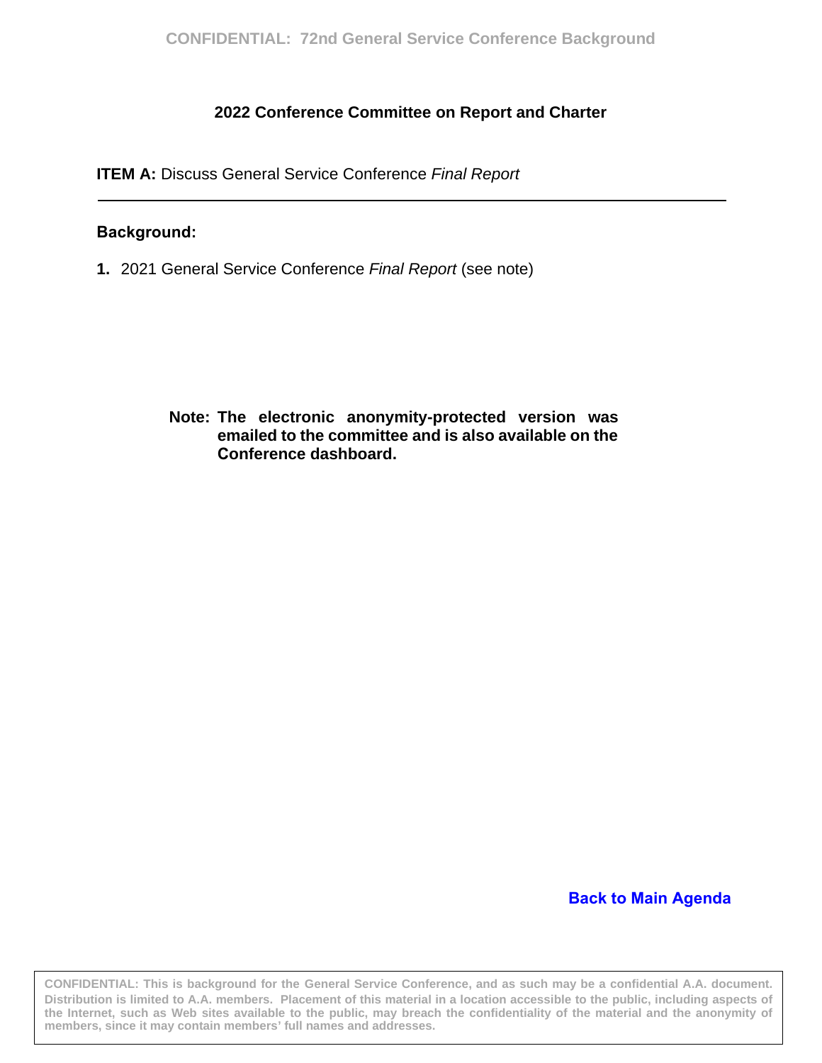## 2022 Conference Committee on Report and Charter

**ITEM A:** Discuss General Service Conference *Final Report*

---

**Background:**

**1.** 2021 General Service Conference *Final Report* (see note)

**Note: The electronic anonymity-protected version was emailed to the committee and is also available on the Conference dashboard.**

Back to Main Agenda

CONFIDENTIAL: This is background for the General Service Conference, and as such may be a confidential A.A. document. Distribution is limited to A.A. members. Placement of this material in a location accessible to the public, including aspects of the Internet, such as Web sites available to the public, may breach the confidentiality of the material and the anonymity of members, since it may contain members' full names and addresses.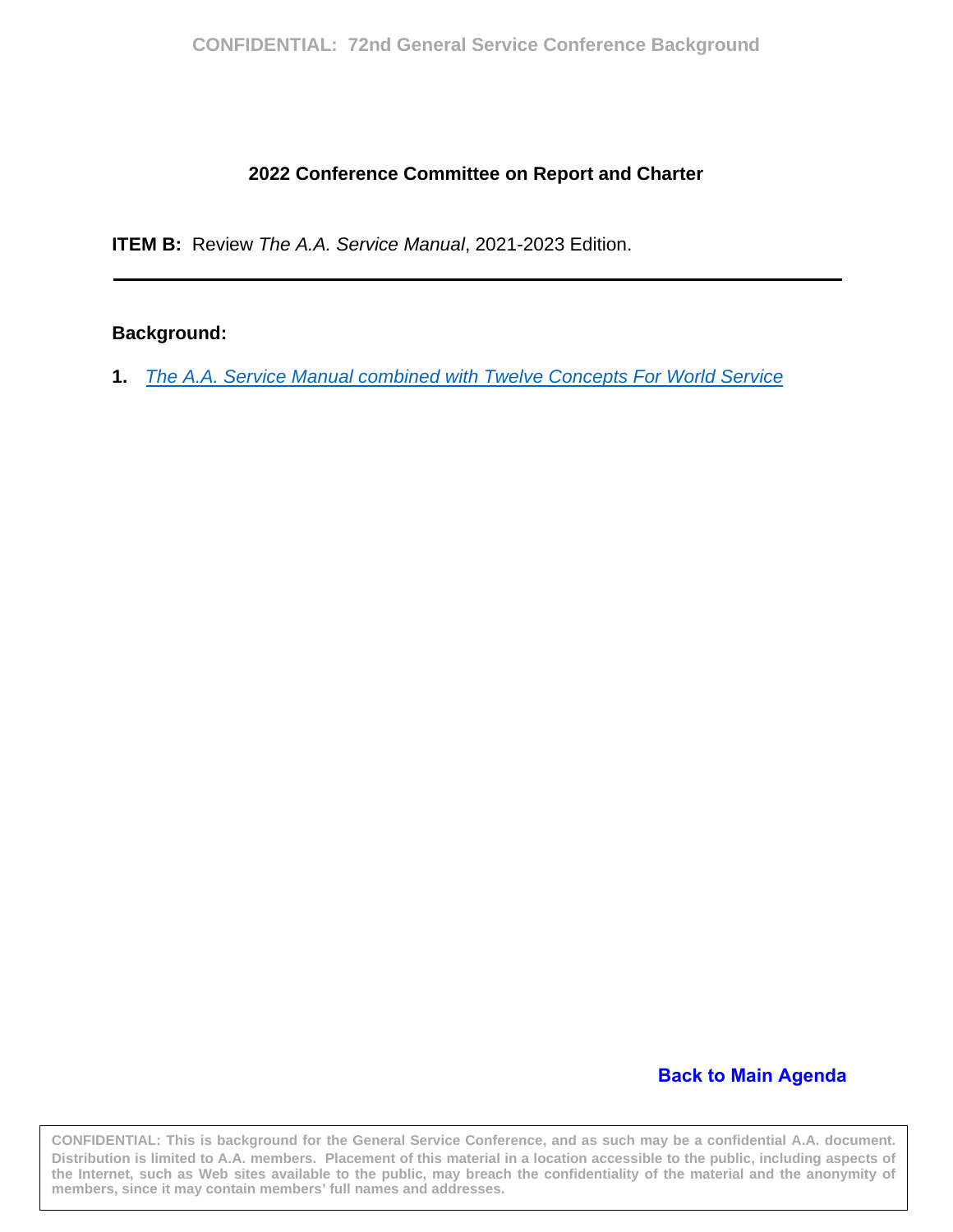**2022 Conference Committee on Report and Charter**

**ITEM B:** Review *The A.A. Service Manual*, 2021-2023 Edition.

---

**Background:**

1. *The A.A. Service Manual combined with Twelve Concepts For World Service*

**Back to Main Agenda**

CONFIDENTIAL: This is background for the General Service Conference, and as such may be a confidential A.A. document. Distribution is limited to A.A. members. Placement of this material in a location accessible to the public, including aspects of the Internet, such as Web sites available to the public, may breach the confidentiality of the material and the anonymity of members, since it may contain members' full names and addresses.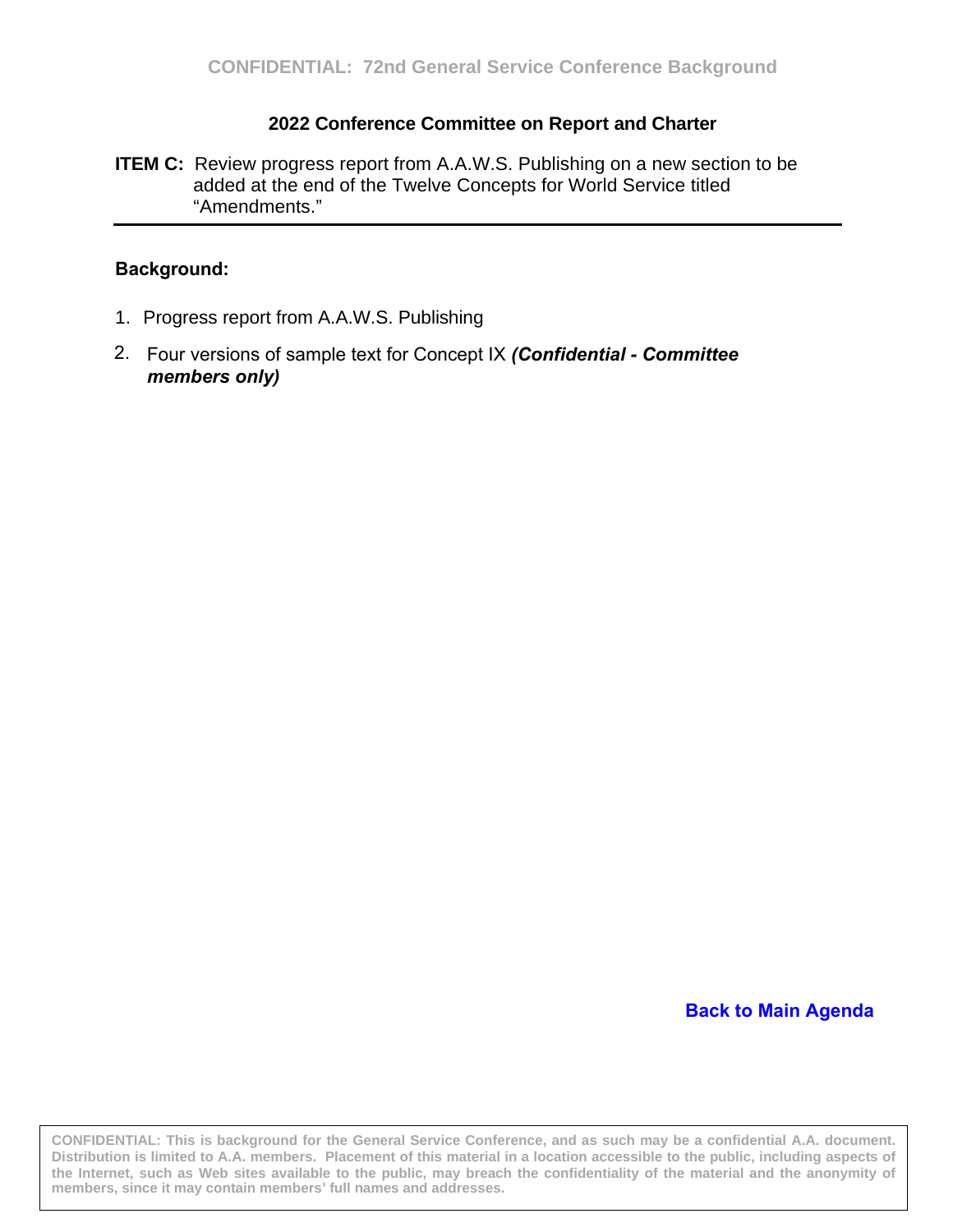## 2022 Conference Committee on Report and Charter

**ITEM C:** Review progress report from A.A.W.S. Publishing on a new section to be added at the end of the Twelve Concepts for World Service titled "Amendments."

---

**Background:**

1. Progress report from A.A.W.S. Publishing
2. Four versions of sample text for Concept IX ***(Confidential - Committee members only)***

**Back to Main Agenda**

**CONFIDENTIAL: This is background for the General Service Conference, and as such may be a confidential A.A. document. Distribution is limited to A.A. members. Placement of this material in a location accessible to the public, including aspects of the Internet, such as Web sites available to the public, may breach the confidentiality of the material and the anonymity of members, since it may contain members' full names and addresses.**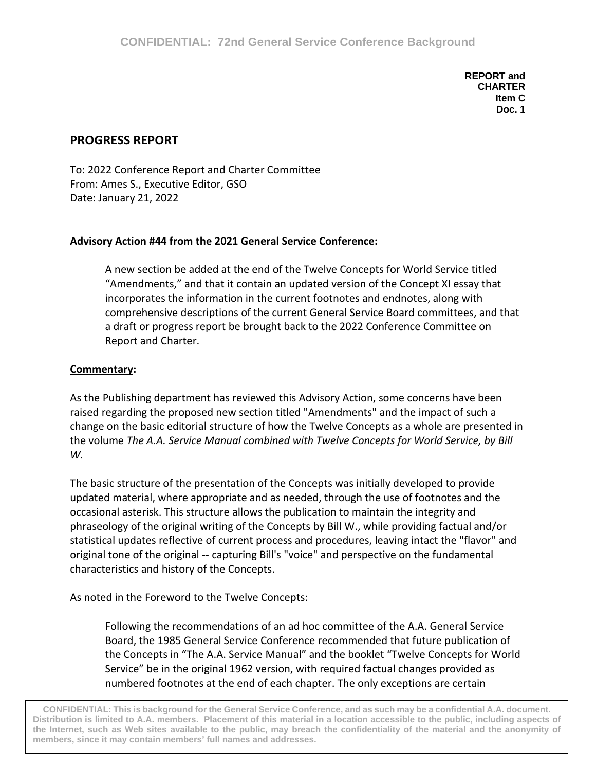**REPORT and CHARTER**
**Item C**
**Doc. 1**

## PROGRESS REPORT

To: 2022 Conference Report and Charter Committee
From: Ames S., Executive Editor, GSO
Date: January 21, 2022

**Advisory Action #44 from the 2021 General Service Conference:**

> A new section be added at the end of the Twelve Concepts for World Service titled "Amendments," and that it contain an updated version of the Concept XI essay that incorporates the information in the current footnotes and endnotes, along with comprehensive descriptions of the current General Service Board committees, and that a draft or progress report be brought back to the 2022 Conference Committee on Report and Charter.

**Commentary:**

As the Publishing department has reviewed this Advisory Action, some concerns have been raised regarding the proposed new section titled "Amendments" and the impact of such a change on the basic editorial structure of how the Twelve Concepts as a whole are presented in the volume *The A.A. Service Manual combined with Twelve Concepts for World Service, by Bill W.*

The basic structure of the presentation of the Concepts was initially developed to provide updated material, where appropriate and as needed, through the use of footnotes and the occasional asterisk. This structure allows the publication to maintain the integrity and phraseology of the original writing of the Concepts by Bill W., while providing factual and/or statistical updates reflective of current process and procedures, leaving intact the "flavor" and original tone of the original -- capturing Bill's "voice" and perspective on the fundamental characteristics and history of the Concepts.

As noted in the Foreword to the Twelve Concepts:

> Following the recommendations of an ad hoc committee of the A.A. General Service Board, the 1985 General Service Conference recommended that future publication of the Concepts in "The A.A. Service Manual" and the booklet "Twelve Concepts for World Service" be in the original 1962 version, with required factual changes provided as numbered footnotes at the end of each chapter. The only exceptions are certain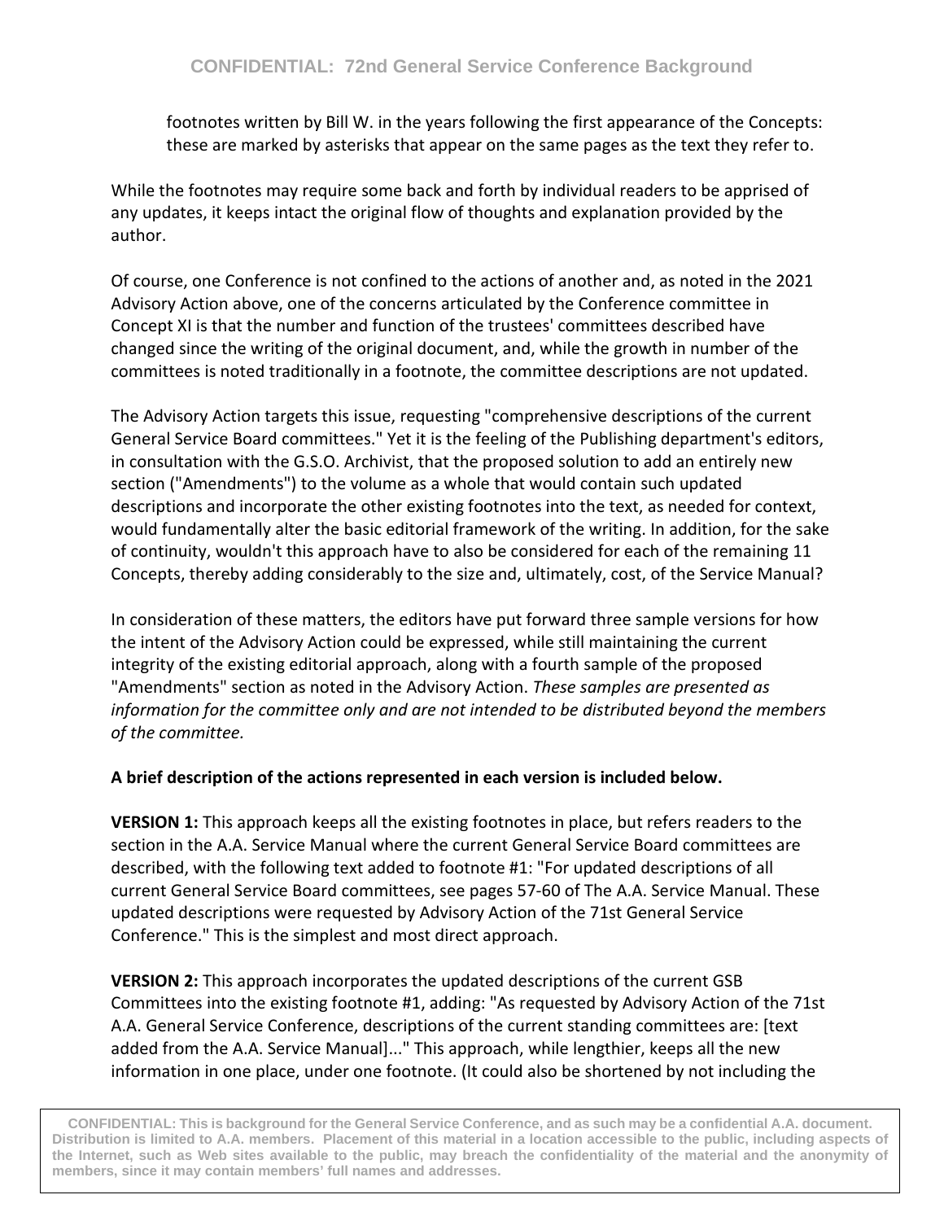footnotes written by Bill W. in the years following the first appearance of the Concepts: these are marked by asterisks that appear on the same pages as the text they refer to.

While the footnotes may require some back and forth by individual readers to be apprised of any updates, it keeps intact the original flow of thoughts and explanation provided by the author.

Of course, one Conference is not confined to the actions of another and, as noted in the 2021 Advisory Action above, one of the concerns articulated by the Conference committee in Concept XI is that the number and function of the trustees' committees described have changed since the writing of the original document, and, while the growth in number of the committees is noted traditionally in a footnote, the committee descriptions are not updated.

The Advisory Action targets this issue, requesting "comprehensive descriptions of the current General Service Board committees." Yet it is the feeling of the Publishing department's editors, in consultation with the G.S.O. Archivist, that the proposed solution to add an entirely new section ("Amendments") to the volume as a whole that would contain such updated descriptions and incorporate the other existing footnotes into the text, as needed for context, would fundamentally alter the basic editorial framework of the writing. In addition, for the sake of continuity, wouldn't this approach have to also be considered for each of the remaining 11 Concepts, thereby adding considerably to the size and, ultimately, cost, of the Service Manual?

In consideration of these matters, the editors have put forward three sample versions for how the intent of the Advisory Action could be expressed, while still maintaining the current integrity of the existing editorial approach, along with a fourth sample of the proposed "Amendments" section as noted in the Advisory Action. *These samples are presented as information for the committee only and are not intended to be distributed beyond the members of the committee.*

**A brief description of the actions represented in each version is included below.**

**VERSION 1:** This approach keeps all the existing footnotes in place, but refers readers to the section in the A.A. Service Manual where the current General Service Board committees are described, with the following text added to footnote #1: "For updated descriptions of all current General Service Board committees, see pages 57-60 of The A.A. Service Manual. These updated descriptions were requested by Advisory Action of the 71st General Service Conference." This is the simplest and most direct approach.

**VERSION 2:** This approach incorporates the updated descriptions of the current GSB Committees into the existing footnote #1, adding: "As requested by Advisory Action of the 71st A.A. General Service Conference, descriptions of the current standing committees are: [text added from the A.A. Service Manual]..." This approach, while lengthier, keeps all the new information in one place, under one footnote. (It could also be shortened by not including the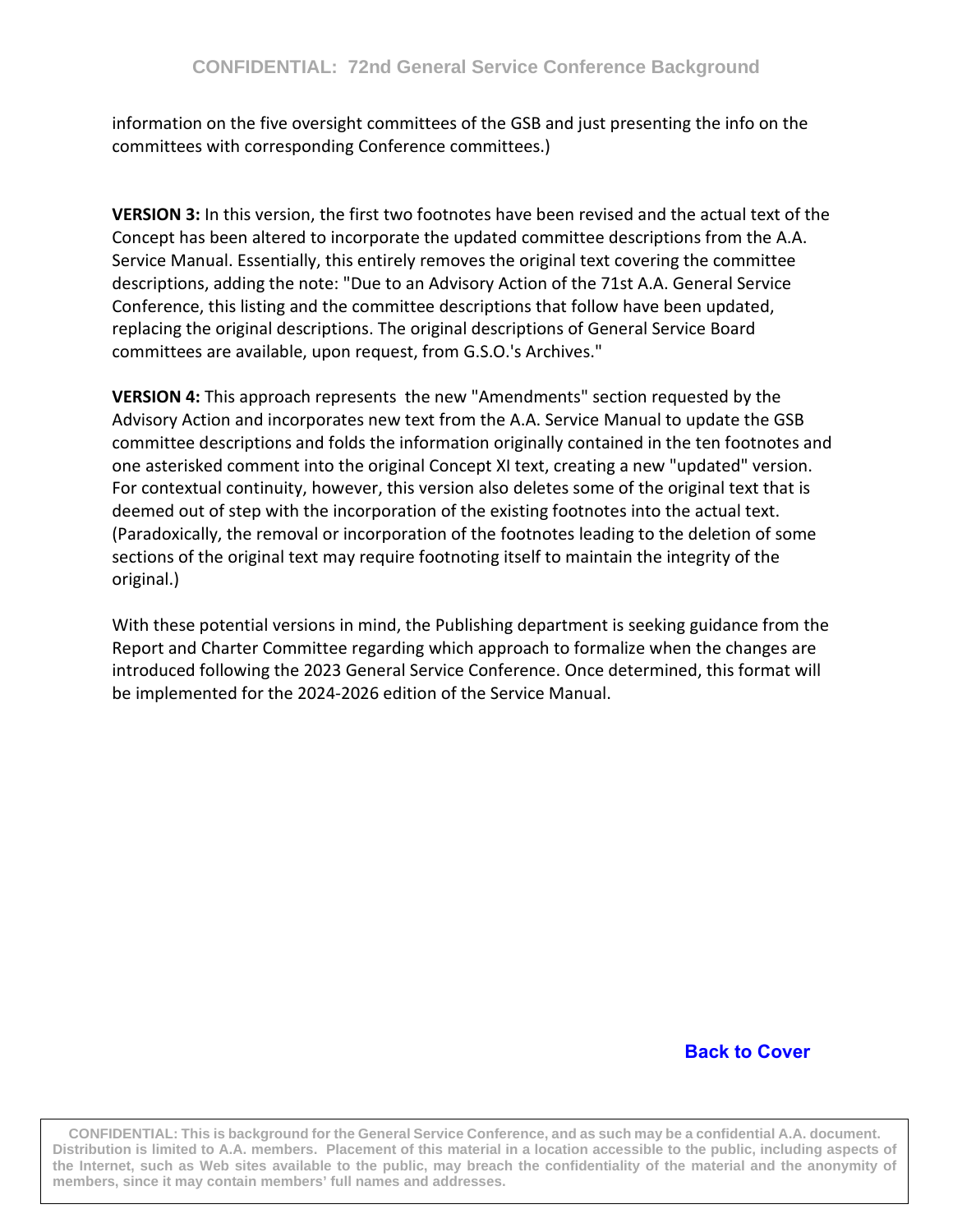information on the five oversight committees of the GSB and just presenting the info on the committees with corresponding Conference committees.)

**VERSION 3:** In this version, the first two footnotes have been revised and the actual text of the Concept has been altered to incorporate the updated committee descriptions from the A.A. Service Manual. Essentially, this entirely removes the original text covering the committee descriptions, adding the note: "Due to an Advisory Action of the 71st A.A. General Service Conference, this listing and the committee descriptions that follow have been updated, replacing the original descriptions. The original descriptions of General Service Board committees are available, upon request, from G.S.O.'s Archives."

**VERSION 4:** This approach represents the new "Amendments" section requested by the Advisory Action and incorporates new text from the A.A. Service Manual to update the GSB committee descriptions and folds the information originally contained in the ten footnotes and one asterisked comment into the original Concept XI text, creating a new "updated" version. For contextual continuity, however, this version also deletes some of the original text that is deemed out of step with the incorporation of the existing footnotes into the actual text. (Paradoxically, the removal or incorporation of the footnotes leading to the deletion of some sections of the original text may require footnoting itself to maintain the integrity of the original.)

With these potential versions in mind, the Publishing department is seeking guidance from the Report and Charter Committee regarding which approach to formalize when the changes are introduced following the 2023 General Service Conference. Once determined, this format will be implemented for the 2024-2026 edition of the Service Manual.

**Back to Cover**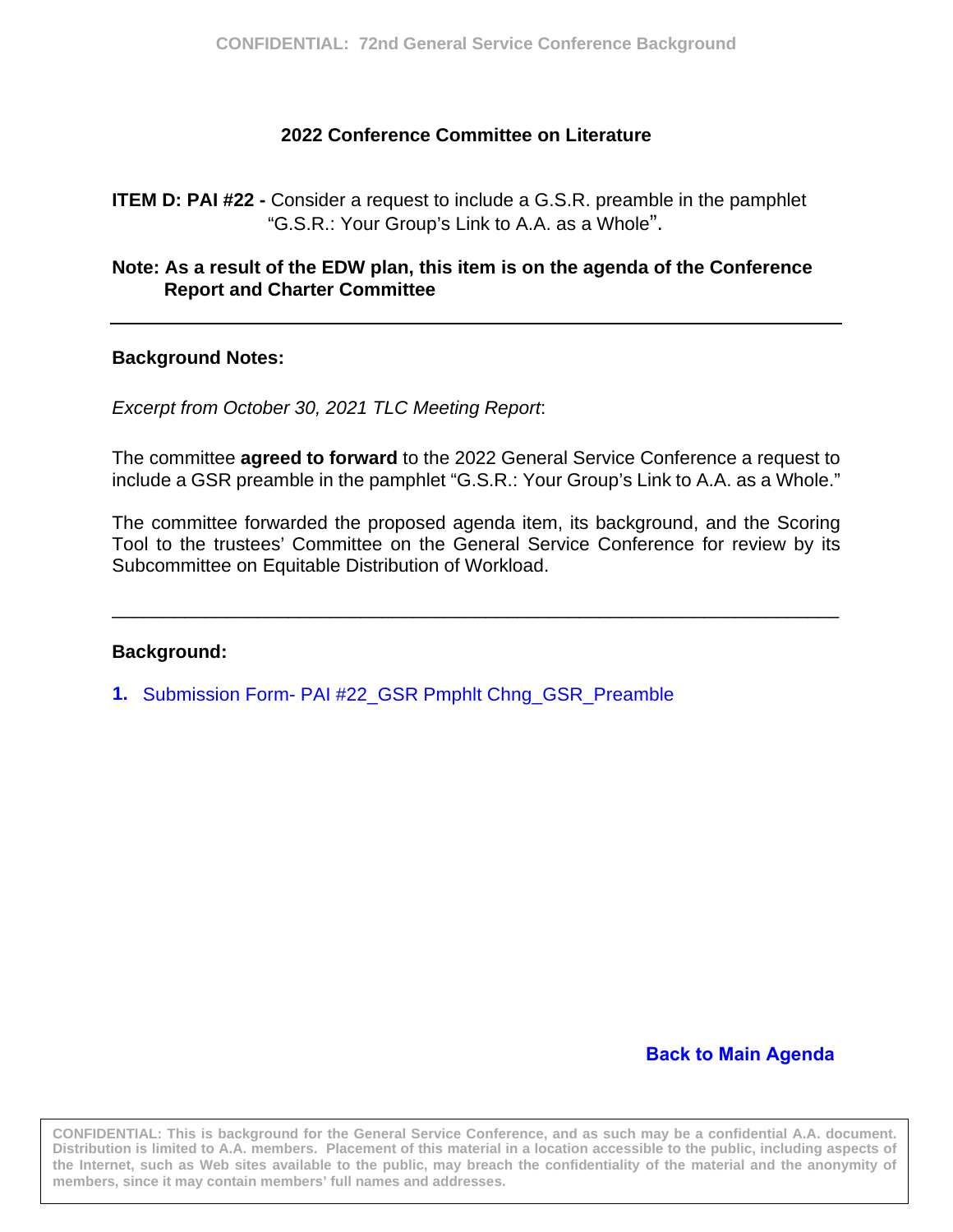## 2022 Conference Committee on Literature

**ITEM D: PAI #22 -** Consider a request to include a G.S.R. preamble in the pamphlet "G.S.R.: Your Group's Link to A.A. as a Whole".

**Note: As a result of the EDW plan, this item is on the agenda of the Conference Report and Charter Committee**

---

**Background Notes:**

*Excerpt from October 30, 2021 TLC Meeting Report*:

The committee **agreed to forward** to the 2022 General Service Conference a request to include a GSR preamble in the pamphlet "G.S.R.: Your Group's Link to A.A. as a Whole."

The committee forwarded the proposed agenda item, its background, and the Scoring Tool to the trustees' Committee on the General Service Conference for review by its Subcommittee on Equitable Distribution of Workload.

---

**Background:**

1. Submission Form- PAI #22_GSR Pmphlt Chng_GSR_Preamble

**Back to Main Agenda**

CONFIDENTIAL: This is background for the General Service Conference, and as such may be a confidential A.A. document. Distribution is limited to A.A. members. Placement of this material in a location accessible to the public, including aspects of the Internet, such as Web sites available to the public, may breach the confidentiality of the material and the anonymity of members, since it may contain members' full names and addresses.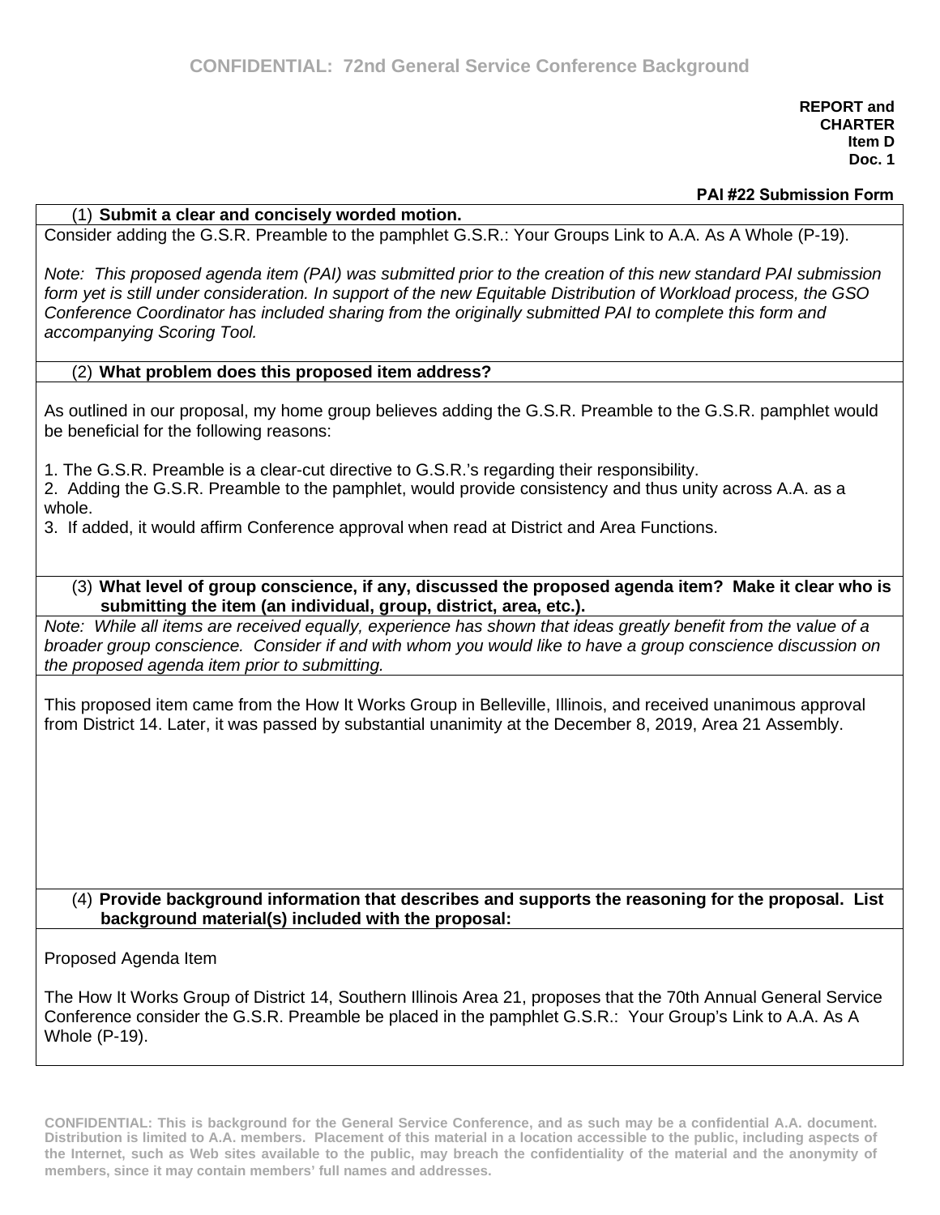**CONFIDENTIAL: 72nd General Service Conference Background**

**REPORT and CHARTER**
**Item D**
**Doc. 1**

**PAI #22 Submission Form**

(1) **Submit a clear and concisely worded motion.**

Consider adding the G.S.R. Preamble to the pamphlet G.S.R.: Your Groups Link to A.A. As A Whole (P-19).

*Note: This proposed agenda item (PAI) was submitted prior to the creation of this new standard PAI submission form yet is still under consideration. In support of the new Equitable Distribution of Workload process, the GSO Conference Coordinator has included sharing from the originally submitted PAI to complete this form and accompanying Scoring Tool.*

(2) **What problem does this proposed item address?**

As outlined in our proposal, my home group believes adding the G.S.R. Preamble to the G.S.R. pamphlet would be beneficial for the following reasons:

1. The G.S.R. Preamble is a clear-cut directive to G.S.R.'s regarding their responsibility.
2. Adding the G.S.R. Preamble to the pamphlet, would provide consistency and thus unity across A.A. as a whole.
3. If added, it would affirm Conference approval when read at District and Area Functions.

(3) **What level of group conscience, if any, discussed the proposed agenda item? Make it clear who is submitting the item (an individual, group, district, area, etc.).**

*Note: While all items are received equally, experience has shown that ideas greatly benefit from the value of a broader group conscience. Consider if and with whom you would like to have a group conscience discussion on the proposed agenda item prior to submitting.*

This proposed item came from the How It Works Group in Belleville, Illinois, and received unanimous approval from District 14. Later, it was passed by substantial unanimity at the December 8, 2019, Area 21 Assembly.

(4) **Provide background information that describes and supports the reasoning for the proposal. List background material(s) included with the proposal:**

Proposed Agenda Item

The How It Works Group of District 14, Southern Illinois Area 21, proposes that the 70th Annual General Service Conference consider the G.S.R. Preamble be placed in the pamphlet G.S.R.: Your Group's Link to A.A. As A Whole (P-19).

**CONFIDENTIAL: This is background for the General Service Conference, and as such may be a confidential A.A. document. Distribution is limited to A.A. members. Placement of this material in a location accessible to the public, including aspects of the Internet, such as Web sites available to the public, may breach the confidentiality of the material and the anonymity of members, since it may contain members' full names and addresses.**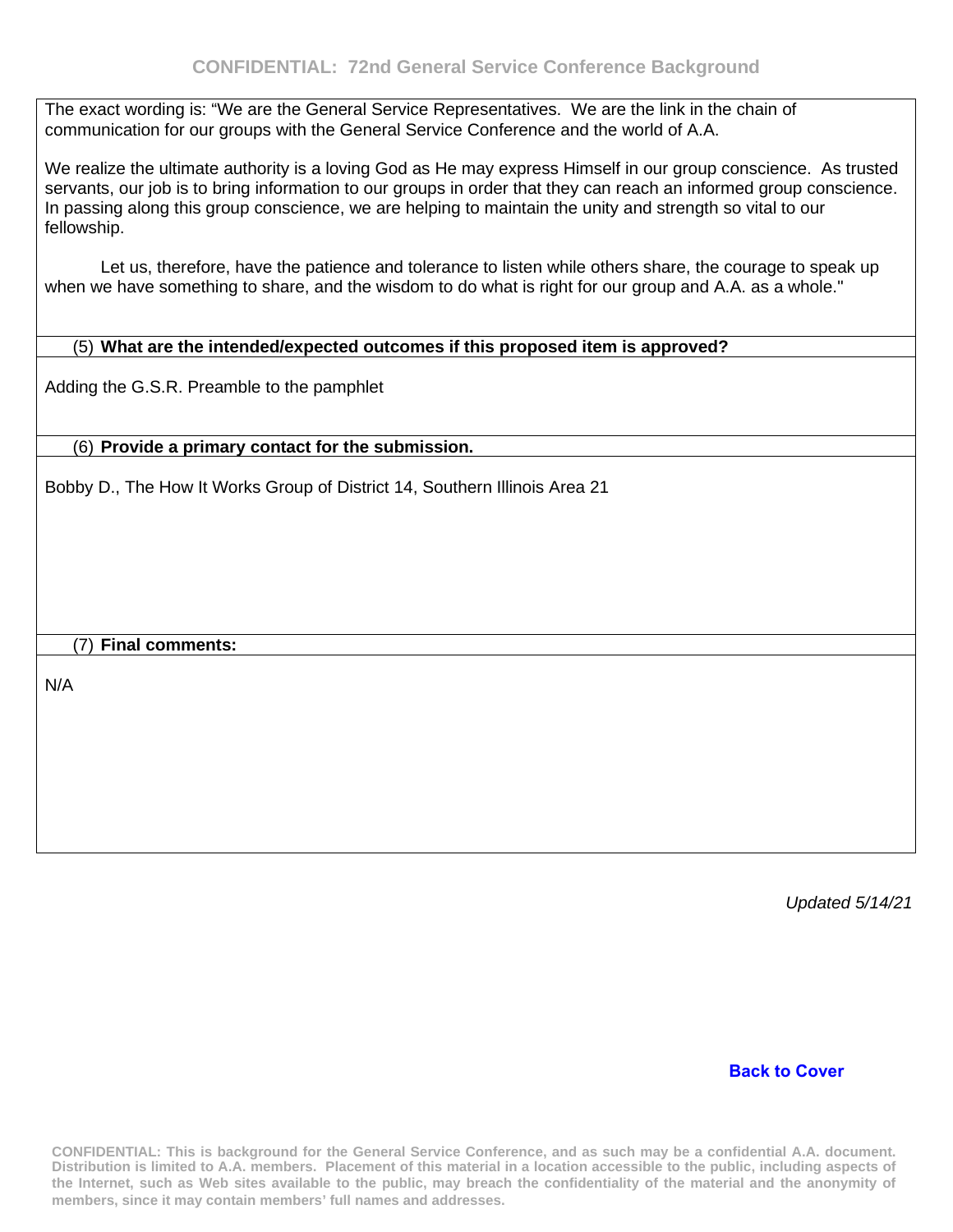The exact wording is: "We are the General Service Representatives. We are the link in the chain of communication for our groups with the General Service Conference and the world of A.A.

We realize the ultimate authority is a loving God as He may express Himself in our group conscience. As trusted servants, our job is to bring information to our groups in order that they can reach an informed group conscience. In passing along this group conscience, we are helping to maintain the unity and strength so vital to our fellowship.

Let us, therefore, have the patience and tolerance to listen while others share, the courage to speak up when we have something to share, and the wisdom to do what is right for our group and A.A. as a whole."

(5) **What are the intended/expected outcomes if this proposed item is approved?**

Adding the G.S.R. Preamble to the pamphlet

(6) **Provide a primary contact for the submission.**

Bobby D., The How It Works Group of District 14, Southern Illinois Area 21

(7) **Final comments:**

N/A

*Updated 5/14/21*

**Back to Cover**

**CONFIDENTIAL: This is background for the General Service Conference, and as such may be a confidential A.A. document. Distribution is limited to A.A. members. Placement of this material in a location accessible to the public, including aspects of the Internet, such as Web sites available to the public, may breach the confidentiality of the material and the anonymity of members, since it may contain members' full names and addresses.**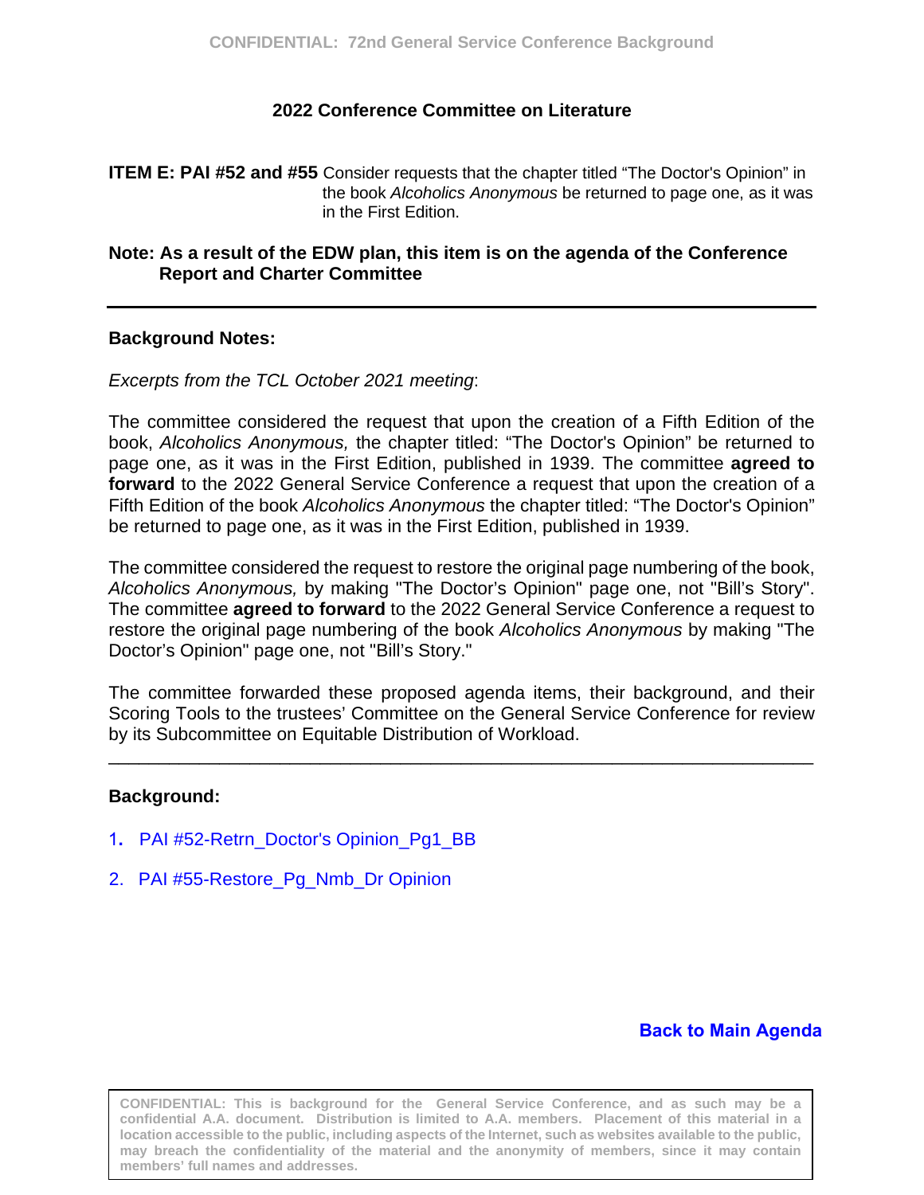## 2022 Conference Committee on Literature

**ITEM E: PAI #52 and #55** Consider requests that the chapter titled "The Doctor's Opinion" in the book *Alcoholics Anonymous* be returned to page one, as it was in the First Edition.

**Note: As a result of the EDW plan, this item is on the agenda of the Conference Report and Charter Committee**

---

**Background Notes:**

*Excerpts from the TCL October 2021 meeting*:

The committee considered the request that upon the creation of a Fifth Edition of the book, *Alcoholics Anonymous,* the chapter titled: "The Doctor's Opinion" be returned to page one, as it was in the First Edition, published in 1939. The committee **agreed to forward** to the 2022 General Service Conference a request that upon the creation of a Fifth Edition of the book *Alcoholics Anonymous* the chapter titled: "The Doctor's Opinion" be returned to page one, as it was in the First Edition, published in 1939.

The committee considered the request to restore the original page numbering of the book, *Alcoholics Anonymous,* by making "The Doctor's Opinion" page one, not "Bill's Story". The committee **agreed to forward** to the 2022 General Service Conference a request to restore the original page numbering of the book *Alcoholics Anonymous* by making "The Doctor's Opinion" page one, not "Bill's Story."

The committee forwarded these proposed agenda items, their background, and their Scoring Tools to the trustees' Committee on the General Service Conference for review by its Subcommittee on Equitable Distribution of Workload.

---

**Background:**

1. PAI #52-Retrn_Doctor's Opinion_Pg1_BB
2. PAI #55-Restore_Pg_Nmb_Dr Opinion

**Back to Main Agenda**

CONFIDENTIAL: This is background for the General Service Conference, and as such may be a confidential A.A. document. Distribution is limited to A.A. members. Placement of this material in a location accessible to the public, including aspects of the Internet, such as websites available to the public, may breach the confidentiality of the material and the anonymity of members, since it may contain members' full names and addresses.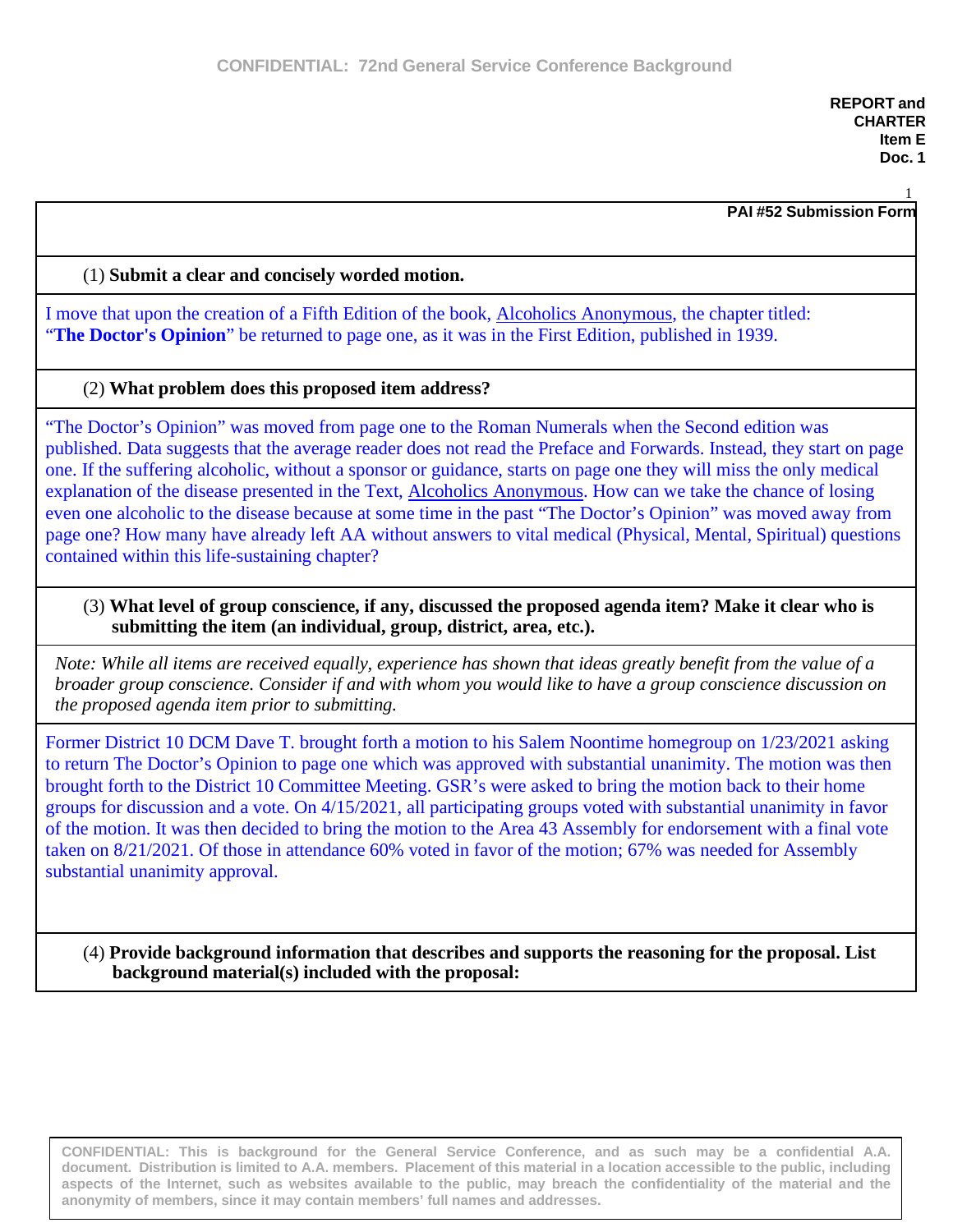**REPORT and CHARTER**
**Item E**
**Doc. 1**

**PAI #52 Submission Form**

(1) **Submit a clear and concisely worded motion.**

I move that upon the creation of a Fifth Edition of the book, Alcoholics Anonymous, the chapter titled: "**The Doctor's Opinion**" be returned to page one, as it was in the First Edition, published in 1939.

(2) **What problem does this proposed item address?**

"The Doctor's Opinion" was moved from page one to the Roman Numerals when the Second edition was published. Data suggests that the average reader does not read the Preface and Forwards. Instead, they start on page one. If the suffering alcoholic, without a sponsor or guidance, starts on page one they will miss the only medical explanation of the disease presented in the Text, Alcoholics Anonymous. How can we take the chance of losing even one alcoholic to the disease because at some time in the past "The Doctor's Opinion" was moved away from page one? How many have already left AA without answers to vital medical (Physical, Mental, Spiritual) questions contained within this life-sustaining chapter?

(3) **What level of group conscience, if any, discussed the proposed agenda item? Make it clear who is submitting the item (an individual, group, district, area, etc.).**

*Note: While all items are received equally, experience has shown that ideas greatly benefit from the value of a broader group conscience. Consider if and with whom you would like to have a group conscience discussion on the proposed agenda item prior to submitting.*

Former District 10 DCM Dave T. brought forth a motion to his Salem Noontime homegroup on 1/23/2021 asking to return The Doctor's Opinion to page one which was approved with substantial unanimity. The motion was then brought forth to the District 10 Committee Meeting. GSR's were asked to bring the motion back to their home groups for discussion and a vote. On 4/15/2021, all participating groups voted with substantial unanimity in favor of the motion. It was then decided to bring the motion to the Area 43 Assembly for endorsement with a final vote taken on 8/21/2021. Of those in attendance 60% voted in favor of the motion; 67% was needed for Assembly substantial unanimity approval.

(4) **Provide background information that describes and supports the reasoning for the proposal. List background material(s) included with the proposal:**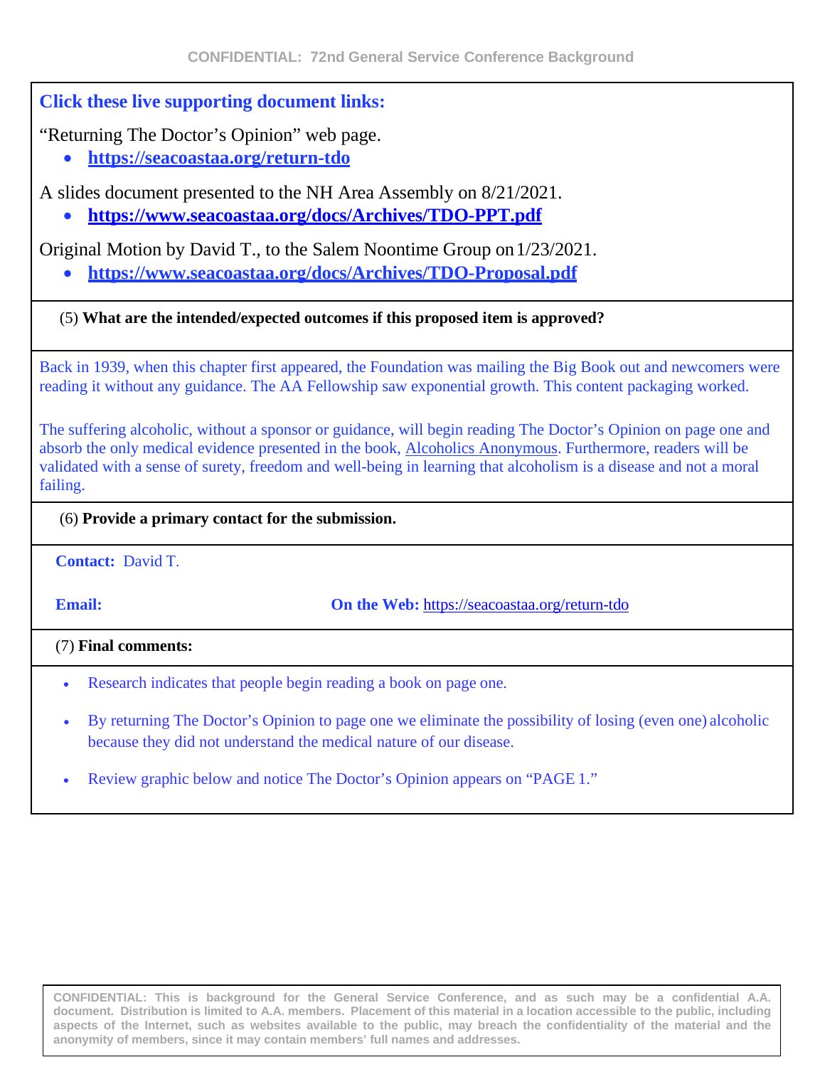**Click these live supporting document links:**

"Returning The Doctor's Opinion" web page.

- **https://seacoastaa.org/return-tdo**

A slides document presented to the NH Area Assembly on 8/21/2021.

- **https://www.seacoastaa.org/docs/Archives/TDO-PPT.pdf**

Original Motion by David T., to the Salem Noontime Group on 1/23/2021.

- **https://www.seacoastaa.org/docs/Archives/TDO-Proposal.pdf**

(5) **What are the intended/expected outcomes if this proposed item is approved?**

Back in 1939, when this chapter first appeared, the Foundation was mailing the Big Book out and newcomers were reading it without any guidance. The AA Fellowship saw exponential growth. This content packaging worked.

The suffering alcoholic, without a sponsor or guidance, will begin reading The Doctor's Opinion on page one and absorb the only medical evidence presented in the book, Alcoholics Anonymous. Furthermore, readers will be validated with a sense of surety, freedom and well-being in learning that alcoholism is a disease and not a moral failing.

(6) **Provide a primary contact for the submission.**

**Contact:** David T.

**Email:**

**On the Web:** https://seacoastaa.org/return-tdo

(7) **Final comments:**

- Research indicates that people begin reading a book on page one.
- By returning The Doctor's Opinion to page one we eliminate the possibility of losing (even one) alcoholic because they did not understand the medical nature of our disease.
- Review graphic below and notice The Doctor's Opinion appears on "PAGE 1."

CONFIDENTIAL: This is background for the General Service Conference, and as such may be a confidential A.A. document. Distribution is limited to A.A. members. Placement of this material in a location accessible to the public, including aspects of the Internet, such as websites available to the public, may breach the confidentiality of the material and the anonymity of members, since it may contain members' full names and addresses.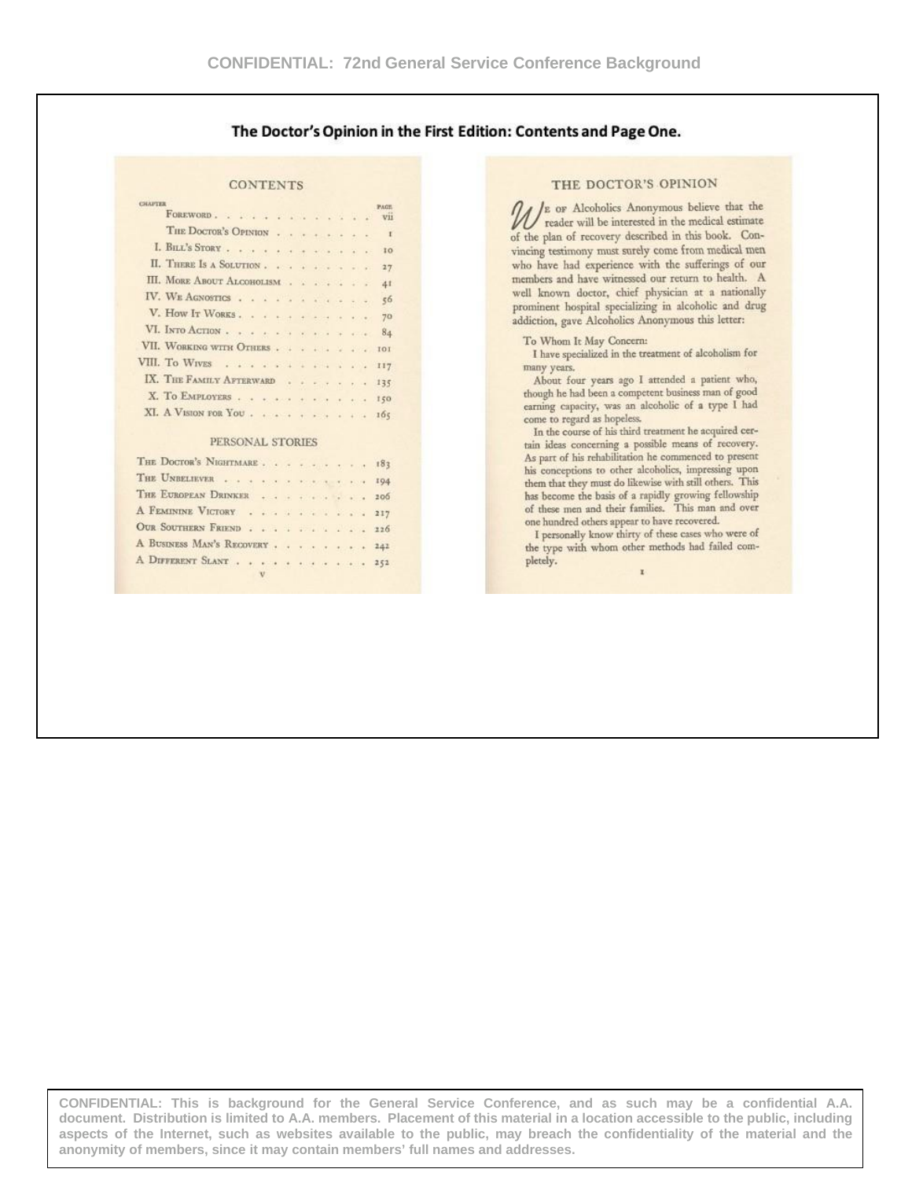## The Doctor's Opinion in the First Edition: Contents and Page One.

### CONTENTS

| CHAPTER | | PAGE |
|---|---|---|
| | Foreword | vii |
| | The Doctor's Opinion | 1 |
| I. | Bill's Story | 10 |
| II. | There Is a Solution | 27 |
| III. | More About Alcoholism | 41 |
| IV. | We Agnostics | 56 |
| V. | How It Works | 70 |
| VI. | Into Action | 84 |
| VII. | Working with Others | 101 |
| VIII. | To Wives | 117 |
| IX. | The Family Afterward | 135 |
| X. | To Employers | 150 |
| XI. | A Vision for You | 165 |

#### PERSONAL STORIES

| | |
|---|---|
| The Doctor's Nightmare | 183 |
| The Unbeliever | 194 |
| The European Drinker | 206 |
| A Feminine Victory | 217 |
| Our Southern Friend | 226 |
| A Business Man's Recovery | 242 |
| A Different Slant | 252 |

v

### THE DOCTOR'S OPINION

We of Alcoholics Anonymous believe that the reader will be interested in the medical estimate of the plan of recovery described in this book. Convincing testimony must surely come from medical men who have had experience with the sufferings of our members and have witnessed our return to health. A well known doctor, chief physician at a nationally prominent hospital specializing in alcoholic and drug addiction, gave Alcoholics Anonymous this letter:

To Whom It May Concern:

I have specialized in the treatment of alcoholism for many years.

About four years ago I attended a patient who, though he had been a competent business man of good earning capacity, was an alcoholic of a type I had come to regard as hopeless.

In the course of his third treatment he acquired certain ideas concerning a possible means of recovery. As part of his rehabilitation he commenced to present his conceptions to other alcoholics, impressing upon them that they must do likewise with still others. This has become the basis of a rapidly growing fellowship of these men and their families. This man and over one hundred others appear to have recovered.

I personally know thirty of these cases who were of the type with whom other methods had failed completely.

1

CONFIDENTIAL: This is background for the General Service Conference, and as such may be a confidential A.A. document. Distribution is limited to A.A. members. Placement of this material in a location accessible to the public, including aspects of the Internet, such as websites available to the public, may breach the confidentiality of the material and the anonymity of members, since it may contain members' full names and addresses.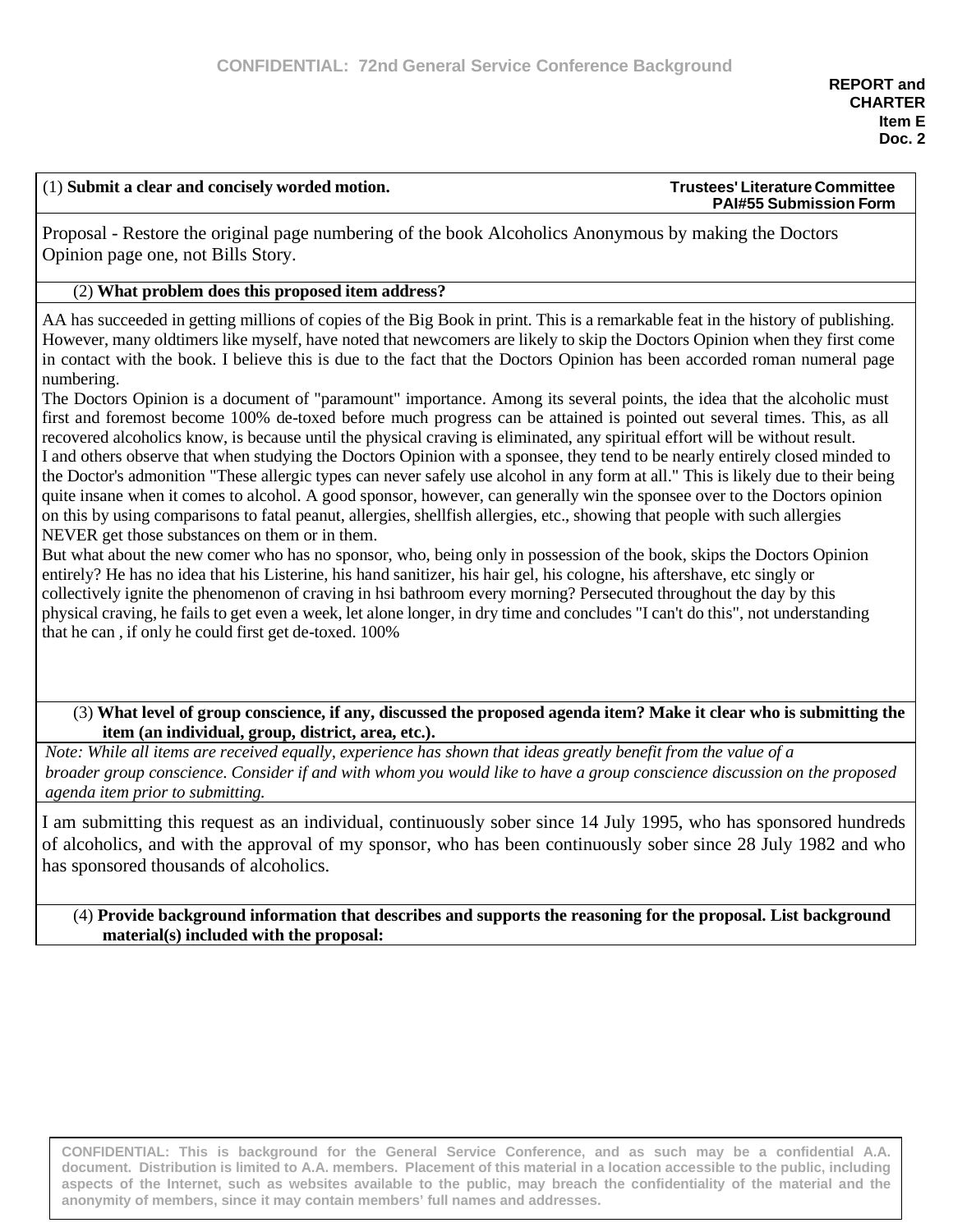**REPORT and CHARTER**
**Item E**
**Doc. 2**

(1) **Submit a clear and concisely worded motion.** **Trustees' Literature Committee PAI#55 Submission Form**

Proposal - Restore the original page numbering of the book Alcoholics Anonymous by making the Doctors Opinion page one, not Bills Story.

(2) **What problem does this proposed item address?**

AA has succeeded in getting millions of copies of the Big Book in print. This is a remarkable feat in the history of publishing. However, many oldtimers like myself, have noted that newcomers are likely to skip the Doctors Opinion when they first come in contact with the book. I believe this is due to the fact that the Doctors Opinion has been accorded roman numeral page numbering.

The Doctors Opinion is a document of "paramount" importance. Among its several points, the idea that the alcoholic must first and foremost become 100% de-toxed before much progress can be attained is pointed out several times. This, as all recovered alcoholics know, is because until the physical craving is eliminated, any spiritual effort will be without result.

I and others observe that when studying the Doctors Opinion with a sponsee, they tend to be nearly entirely closed minded to the Doctor's admonition "These allergic types can never safely use alcohol in any form at all." This is likely due to their being quite insane when it comes to alcohol. A good sponsor, however, can generally win the sponsee over to the Doctors opinion on this by using comparisons to fatal peanut, allergies, shellfish allergies, etc., showing that people with such allergies NEVER get those substances on them or in them.

But what about the new comer who has no sponsor, who, being only in possession of the book, skips the Doctors Opinion entirely? He has no idea that his Listerine, his hand sanitizer, his hair gel, his cologne, his aftershave, etc singly or collectively ignite the phenomenon of craving in hsi bathroom every morning? Persecuted throughout the day by this physical craving, he fails to get even a week, let alone longer, in dry time and concludes "I can't do this", not understanding that he can , if only he could first get de-toxed. 100%

(3) **What level of group conscience, if any, discussed the proposed agenda item? Make it clear who is submitting the item (an individual, group, district, area, etc.).**

*Note: While all items are received equally, experience has shown that ideas greatly benefit from the value of a broader group conscience. Consider if and with whom you would like to have a group conscience discussion on the proposed agenda item prior to submitting.*

I am submitting this request as an individual, continuously sober since 14 July 1995, who has sponsored hundreds of alcoholics, and with the approval of my sponsor, who has been continuously sober since 28 July 1982 and who has sponsored thousands of alcoholics.

(4) **Provide background information that describes and supports the reasoning for the proposal. List background material(s) included with the proposal:**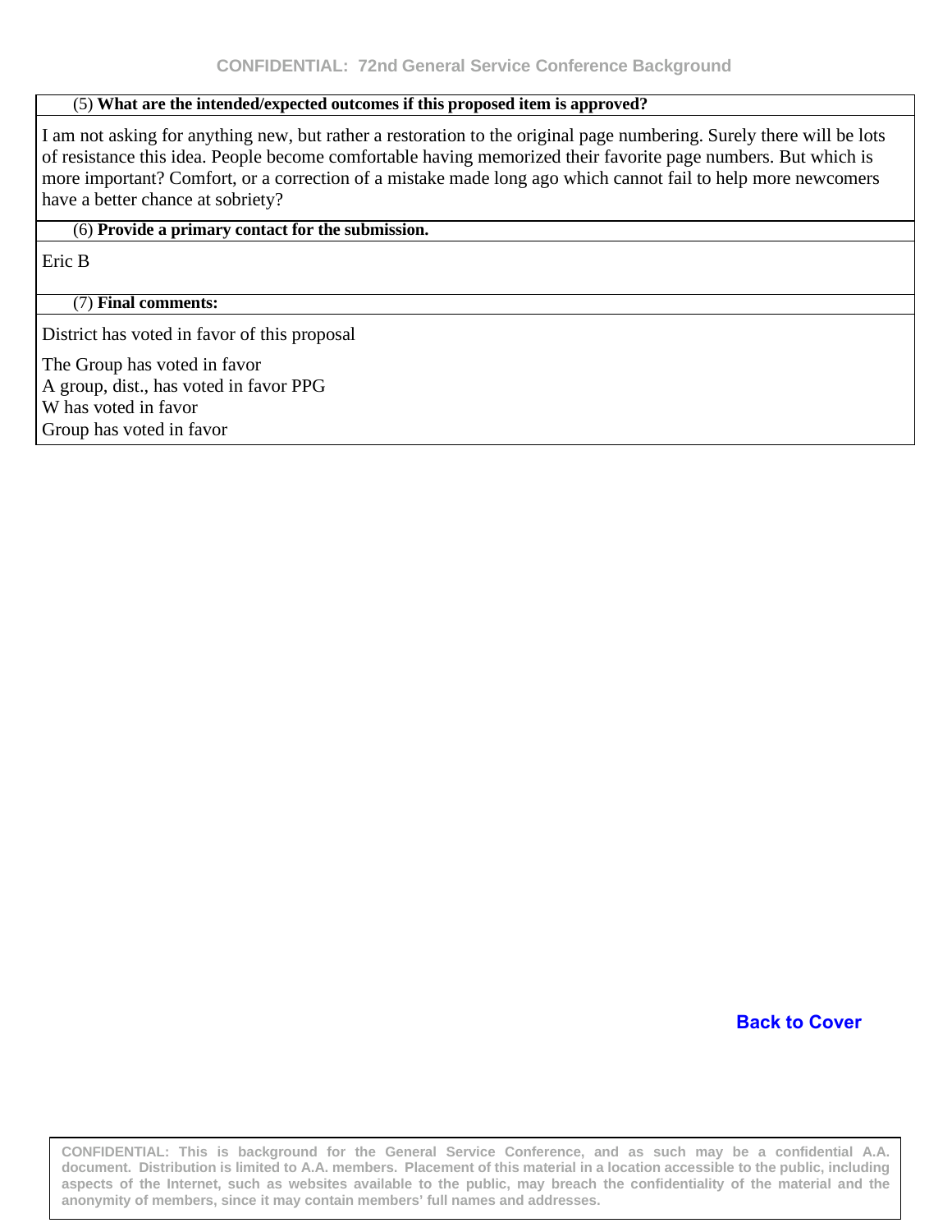(5) **What are the intended/expected outcomes if this proposed item is approved?**

I am not asking for anything new, but rather a restoration to the original page numbering. Surely there will be lots of resistance this idea. People become comfortable having memorized their favorite page numbers. But which is more important? Comfort, or a correction of a mistake made long ago which cannot fail to help more newcomers have a better chance at sobriety?

(6) **Provide a primary contact for the submission.**

Eric B

(7) **Final comments:**

District has voted in favor of this proposal

The Group has voted in favor
A group, dist., has voted in favor PPG
W has voted in favor
Group has voted in favor

**Back to Cover**

**CONFIDENTIAL: This is background for the General Service Conference, and as such may be a confidential A.A. document. Distribution is limited to A.A. members. Placement of this material in a location accessible to the public, including aspects of the Internet, such as websites available to the public, may breach the confidentiality of the material and the anonymity of members, since it may contain members' full names and addresses.**